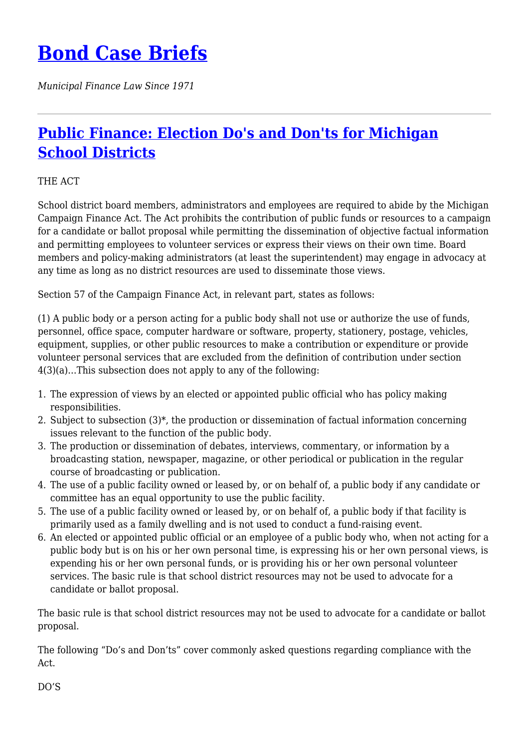# [Bond Case Briefs](#)

*Municipal Finance Law Since 1971*

---

## [Public Finance: Election Do's and Don'ts for Michigan School Districts](#)

THE ACT

School district board members, administrators and employees are required to abide by the Michigan Campaign Finance Act. The Act prohibits the contribution of public funds or resources to a campaign for a candidate or ballot proposal while permitting the dissemination of objective factual information and permitting employees to volunteer services or express their views on their own time. Board members and policy-making administrators (at least the superintendent) may engage in advocacy at any time as long as no district resources are used to disseminate those views.

Section 57 of the Campaign Finance Act, in relevant part, states as follows:

(1) A public body or a person acting for a public body shall not use or authorize the use of funds, personnel, office space, computer hardware or software, property, stationery, postage, vehicles, equipment, supplies, or other public resources to make a contribution or expenditure or provide volunteer personal services that are excluded from the definition of contribution under section 4(3)(a)…This subsection does not apply to any of the following:

1. The expression of views by an elected or appointed public official who has policy making responsibilities.
2. Subject to subsection (3)*, the production or dissemination of factual information concerning issues relevant to the function of the public body.
3. The production or dissemination of debates, interviews, commentary, or information by a broadcasting station, newspaper, magazine, or other periodical or publication in the regular course of broadcasting or publication.
4. The use of a public facility owned or leased by, or on behalf of, a public body if any candidate or committee has an equal opportunity to use the public facility.
5. The use of a public facility owned or leased by, or on behalf of, a public body if that facility is primarily used as a family dwelling and is not used to conduct a fund-raising event.
6. An elected or appointed public official or an employee of a public body who, when not acting for a public body but is on his or her own personal time, is expressing his or her own personal views, is expending his or her own personal funds, or is providing his or her own personal volunteer services. The basic rule is that school district resources may not be used to advocate for a candidate or ballot proposal.

The basic rule is that school district resources may not be used to advocate for a candidate or ballot proposal.

The following "Do's and Don'ts" cover commonly asked questions regarding compliance with the Act.

DO'S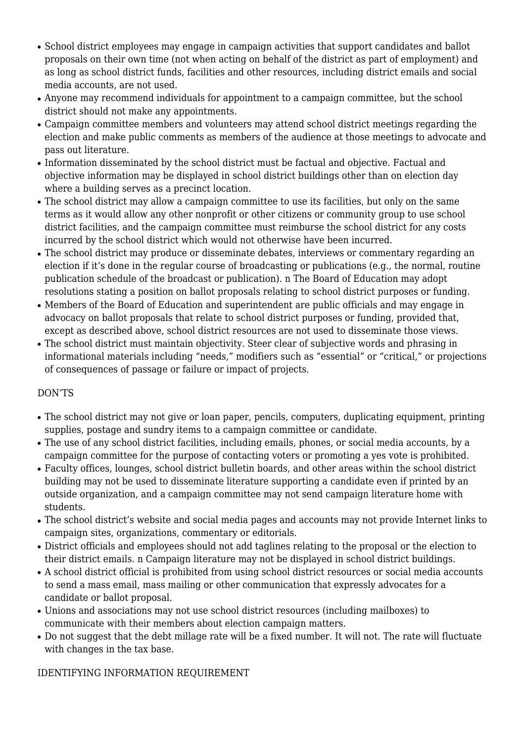- School district employees may engage in campaign activities that support candidates and ballot proposals on their own time (not when acting on behalf of the district as part of employment) and as long as school district funds, facilities and other resources, including district emails and social media accounts, are not used.
- Anyone may recommend individuals for appointment to a campaign committee, but the school district should not make any appointments.
- Campaign committee members and volunteers may attend school district meetings regarding the election and make public comments as members of the audience at those meetings to advocate and pass out literature.
- Information disseminated by the school district must be factual and objective. Factual and objective information may be displayed in school district buildings other than on election day where a building serves as a precinct location.
- The school district may allow a campaign committee to use its facilities, but only on the same terms as it would allow any other nonprofit or other citizens or community group to use school district facilities, and the campaign committee must reimburse the school district for any costs incurred by the school district which would not otherwise have been incurred.
- The school district may produce or disseminate debates, interviews or commentary regarding an election if it's done in the regular course of broadcasting or publications (e.g., the normal, routine publication schedule of the broadcast or publication). n The Board of Education may adopt resolutions stating a position on ballot proposals relating to school district purposes or funding.
- Members of the Board of Education and superintendent are public officials and may engage in advocacy on ballot proposals that relate to school district purposes or funding, provided that, except as described above, school district resources are not used to disseminate those views.
- The school district must maintain objectivity. Steer clear of subjective words and phrasing in informational materials including "needs," modifiers such as "essential" or "critical," or projections of consequences of passage or failure or impact of projects.

DON'TS

- The school district may not give or loan paper, pencils, computers, duplicating equipment, printing supplies, postage and sundry items to a campaign committee or candidate.
- The use of any school district facilities, including emails, phones, or social media accounts, by a campaign committee for the purpose of contacting voters or promoting a yes vote is prohibited.
- Faculty offices, lounges, school district bulletin boards, and other areas within the school district building may not be used to disseminate literature supporting a candidate even if printed by an outside organization, and a campaign committee may not send campaign literature home with students.
- The school district's website and social media pages and accounts may not provide Internet links to campaign sites, organizations, commentary or editorials.
- District officials and employees should not add taglines relating to the proposal or the election to their district emails. n Campaign literature may not be displayed in school district buildings.
- A school district official is prohibited from using school district resources or social media accounts to send a mass email, mass mailing or other communication that expressly advocates for a candidate or ballot proposal.
- Unions and associations may not use school district resources (including mailboxes) to communicate with their members about election campaign matters.
- Do not suggest that the debt millage rate will be a fixed number. It will not. The rate will fluctuate with changes in the tax base.

IDENTIFYING INFORMATION REQUIREMENT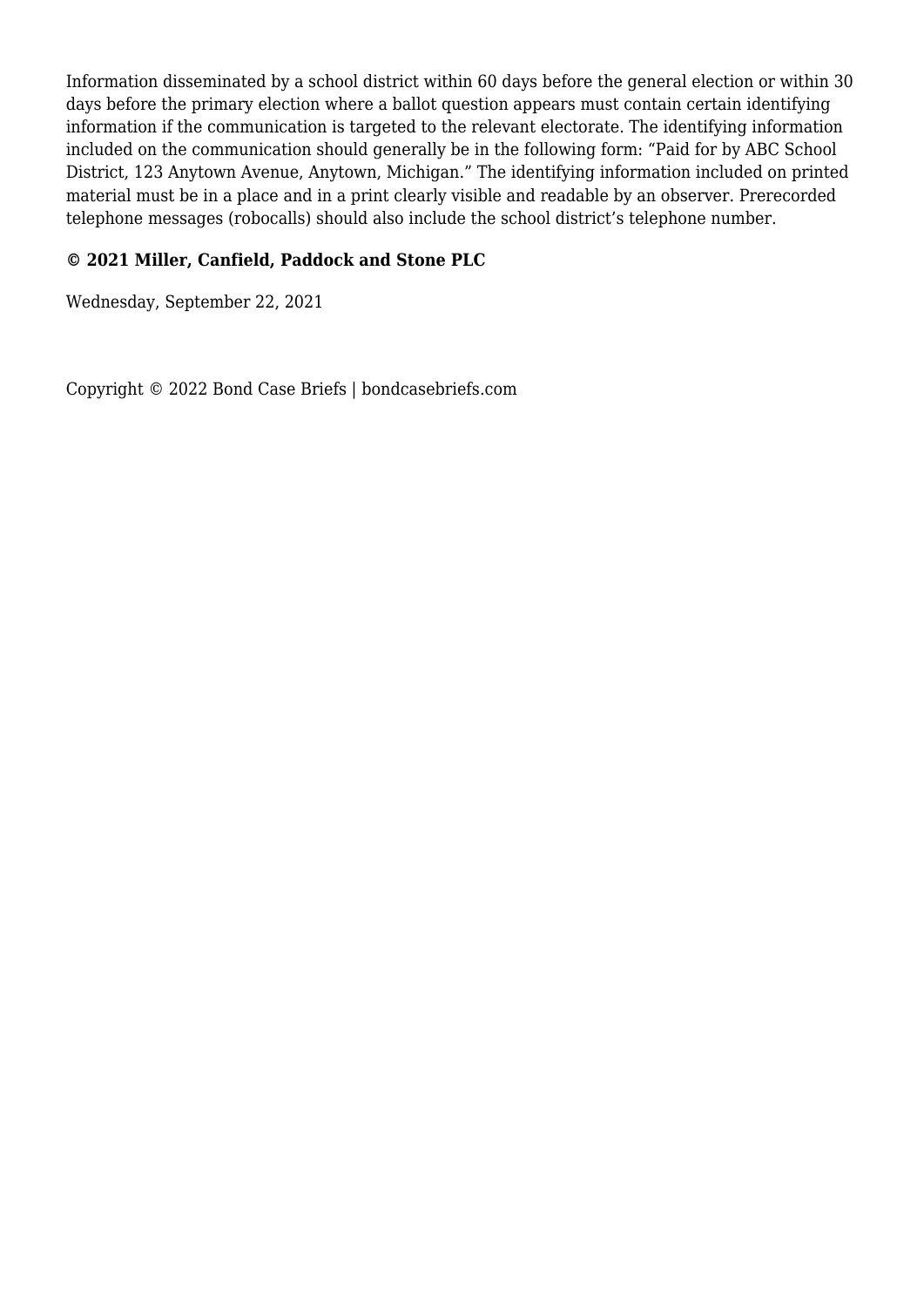Information disseminated by a school district within 60 days before the general election or within 30 days before the primary election where a ballot question appears must contain certain identifying information if the communication is targeted to the relevant electorate. The identifying information included on the communication should generally be in the following form: “Paid for by ABC School District, 123 Anytown Avenue, Anytown, Michigan.” The identifying information included on printed material must be in a place and in a print clearly visible and readable by an observer. Prerecorded telephone messages (robocalls) should also include the school district’s telephone number.

**© 2021 Miller, Canfield, Paddock and Stone PLC**

Wednesday, September 22, 2021

Copyright © 2022 Bond Case Briefs | bondcasebriefs.com